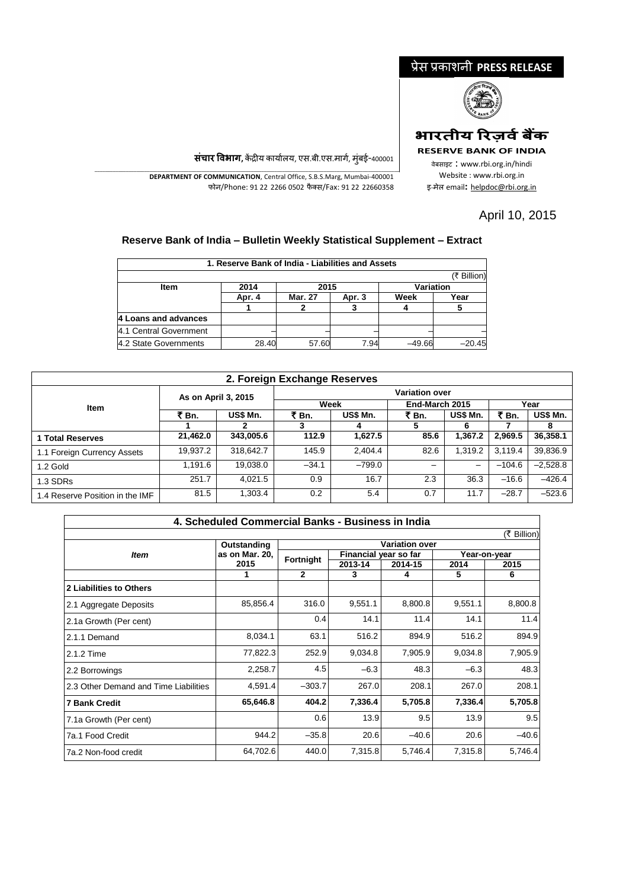प्रेस प्रकाशनी **PRESS RELEASE**

**भारतीय रिज़र्व बैंक**

**RESERVE BANK OF INDIA**

वेबसाइट : www.rbi.org.in/hindi
Website : www.rbi.org.in
इ-मेल email: helpdoc@rbi.org.in

**संचार विभाग,** केंद्रीय कार्यालय, एस.बी.एस.मार्ग, मुंबई-400001

**DEPARTMENT OF COMMUNICATION**, Central Office, S.B.S.Marg, Mumbai-400001
फोन/Phone: 91 22 2266 0502 फैक्स/Fax: 91 22 22660358

April 10, 2015

## Reserve Bank of India – Bulletin Weekly Statistical Supplement – Extract

**1. Reserve Bank of India - Liabilities and Assets**

(₹ Billion)

| Item | 2014 | 2015 | | Variation | |
|---|---|---|---|---|---|
| | Apr. 4 | Mar. 27 | Apr. 3 | Week | Year |
| | 1 | 2 | 3 | 4 | 5 |
| **4 Loans and advances** | | | | | |
| 4.1 Central Government | – | – | – | – | – |
| 4.2 State Governments | 28.40 | 57.60 | 7.94 | –49.66 | –20.45 |

**2. Foreign Exchange Reserves**

| Item | As on April 3, 2015 | | Variation over | | | | | |
|---|---|---|---|---|---|---|---|---|
| | | | Week | | End-March 2015 | | Year | |
| | ₹ Bn. | US$ Mn. | ₹ Bn. | US$ Mn. | ₹ Bn. | US$ Mn. | ₹ Bn. | US$ Mn. |
| | 1 | 2 | 3 | 4 | 5 | 6 | 7 | 8 |
| **1 Total Reserves** | **21,462.0** | **343,005.6** | **112.9** | **1,627.5** | **85.6** | **1,367.2** | **2,969.5** | **36,358.1** |
| 1.1 Foreign Currency Assets | 19,937.2 | 318,642.7 | 145.9 | 2,404.4 | 82.6 | 1,319.2 | 3,119.4 | 39,836.9 |
| 1.2 Gold | 1,191.6 | 19,038.0 | –34.1 | –799.0 | – | – | –104.6 | –2,528.8 |
| 1.3 SDRs | 251.7 | 4,021.5 | 0.9 | 16.7 | 2.3 | 36.3 | –16.6 | –426.4 |
| 1.4 Reserve Position in the IMF | 81.5 | 1,303.4 | 0.2 | 5.4 | 0.7 | 11.7 | –28.7 | –523.6 |

**4. Scheduled Commercial Banks - Business in India**

(₹ Billion)

| *Item* | Outstanding as on Mar. 20, 2015 | Variation over | | | | |
|---|---|---|---|---|---|---|
| | | Fortnight | Financial year so far | | Year-on-year | |
| | | | 2013-14 | 2014-15 | 2014 | 2015 |
| | 1 | 2 | 3 | 4 | 5 | 6 |
| **2 Liabilities to Others** | | | | | | |
| 2.1 Aggregate Deposits | 85,856.4 | 316.0 | 9,551.1 | 8,800.8 | 9,551.1 | 8,800.8 |
| 2.1a Growth (Per cent) | | 0.4 | 14.1 | 11.4 | 14.1 | 11.4 |
| 2.1.1 Demand | 8,034.1 | 63.1 | 516.2 | 894.9 | 516.2 | 894.9 |
| 2.1.2 Time | 77,822.3 | 252.9 | 9,034.8 | 7,905.9 | 9,034.8 | 7,905.9 |
| 2.2 Borrowings | 2,258.7 | 4.5 | –6.3 | 48.3 | –6.3 | 48.3 |
| 2.3 Other Demand and Time Liabilities | 4,591.4 | –303.7 | 267.0 | 208.1 | 267.0 | 208.1 |
| **7 Bank Credit** | **65,646.8** | **404.2** | **7,336.4** | **5,705.8** | **7,336.4** | **5,705.8** |
| 7.1a Growth (Per cent) | | 0.6 | 13.9 | 9.5 | 13.9 | 9.5 |
| 7a.1 Food Credit | 944.2 | –35.8 | 20.6 | –40.6 | 20.6 | –40.6 |
| 7a.2 Non-food credit | 64,702.6 | 440.0 | 7,315.8 | 5,746.4 | 7,315.8 | 5,746.4 |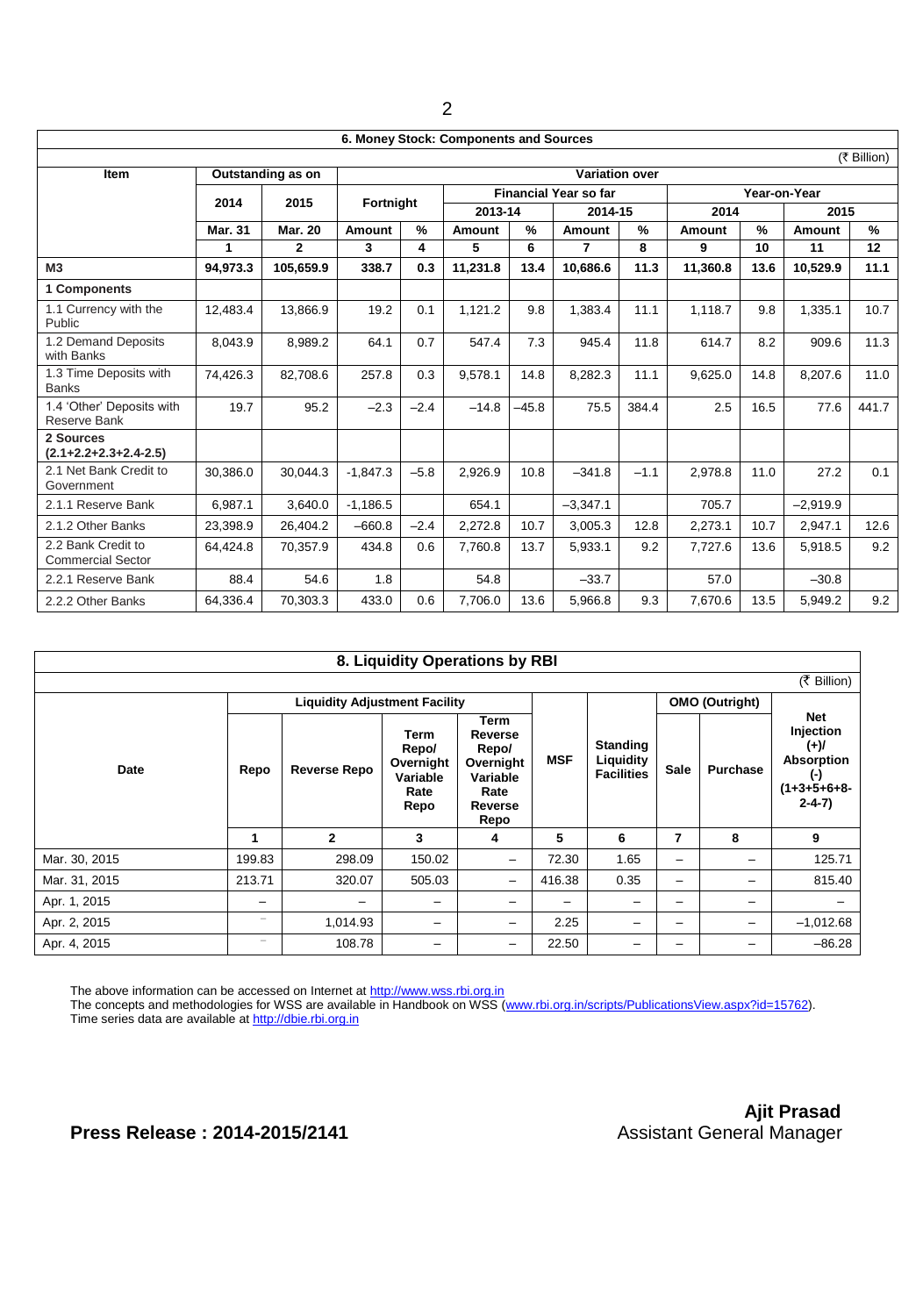## 6. Money Stock: Components and Sources

(₹ Billion)

| Item | Outstanding as on | | Variation over | | | | | | | | | |
|---|---|---|---|---|---|---|---|---|---|---|---|---|
| | 2014 | 2015 | Fortnight | | Financial Year so far | | | | Year-on-Year | | | |
| | | | | | 2013-14 | | 2014-15 | | 2014 | | 2015 | |
| | Mar. 31 | Mar. 20 | Amount | % | Amount | % | Amount | % | Amount | % | Amount | % |
| | 1 | 2 | 3 | 4 | 5 | 6 | 7 | 8 | 9 | 10 | 11 | 12 |
| **M3** | **94,973.3** | **105,659.9** | **338.7** | **0.3** | **11,231.8** | **13.4** | **10,686.6** | **11.3** | **11,360.8** | **13.6** | **10,529.9** | **11.1** |
| **1 Components** | | | | | | | | | | | | |
| 1.1 Currency with the Public | 12,483.4 | 13,866.9 | 19.2 | 0.1 | 1,121.2 | 9.8 | 1,383.4 | 11.1 | 1,118.7 | 9.8 | 1,335.1 | 10.7 |
| 1.2 Demand Deposits with Banks | 8,043.9 | 8,989.2 | 64.1 | 0.7 | 547.4 | 7.3 | 945.4 | 11.8 | 614.7 | 8.2 | 909.6 | 11.3 |
| 1.3 Time Deposits with Banks | 74,426.3 | 82,708.6 | 257.8 | 0.3 | 9,578.1 | 14.8 | 8,282.3 | 11.1 | 9,625.0 | 14.8 | 8,207.6 | 11.0 |
| 1.4 'Other' Deposits with Reserve Bank | 19.7 | 95.2 | –2.3 | –2.4 | –14.8 | –45.8 | 75.5 | 384.4 | 2.5 | 16.5 | 77.6 | 441.7 |
| **2 Sources (2.1+2.2+2.3+2.4-2.5)** | | | | | | | | | | | | |
| 2.1 Net Bank Credit to Government | 30,386.0 | 30,044.3 | -1,847.3 | –5.8 | 2,926.9 | 10.8 | –341.8 | –1.1 | 2,978.8 | 11.0 | 27.2 | 0.1 |
| 2.1.1 Reserve Bank | 6,987.1 | 3,640.0 | -1,186.5 | | 654.1 | | –3,347.1 | | 705.7 | | –2,919.9 | |
| 2.1.2 Other Banks | 23,398.9 | 26,404.2 | –660.8 | –2.4 | 2,272.8 | 10.7 | 3,005.3 | 12.8 | 2,273.1 | 10.7 | 2,947.1 | 12.6 |
| 2.2 Bank Credit to Commercial Sector | 64,424.8 | 70,357.9 | 434.8 | 0.6 | 7,760.8 | 13.7 | 5,933.1 | 9.2 | 7,727.6 | 13.6 | 5,918.5 | 9.2 |
| 2.2.1 Reserve Bank | 88.4 | 54.6 | 1.8 | | 54.8 | | –33.7 | | 57.0 | | –30.8 | |
| 2.2.2 Other Banks | 64,336.4 | 70,303.3 | 433.0 | 0.6 | 7,706.0 | 13.6 | 5,966.8 | 9.3 | 7,670.6 | 13.5 | 5,949.2 | 9.2 |

## 8. Liquidity Operations by RBI

(₹ Billion)

| Date | Liquidity Adjustment Facility | | | | MSF | Standing Liquidity Facilities | OMO (Outright) | | Net Injection (+)/ Absorption (-) (1+3+5+6+8-2-4-7) |
|---|---|---|---|---|---|---|---|---|---|
| | Repo | Reverse Repo | Term Repo/ Overnight Variable Rate Repo | Term Reverse Repo/ Overnight Variable Rate Reverse Repo | | | Sale | Purchase | |
| | 1 | 2 | 3 | 4 | 5 | 6 | 7 | 8 | 9 |
| Mar. 30, 2015 | 199.83 | 298.09 | 150.02 | – | 72.30 | 1.65 | – | – | 125.71 |
| Mar. 31, 2015 | 213.71 | 320.07 | 505.03 | – | 416.38 | 0.35 | – | – | 815.40 |
| Apr. 1, 2015 | – | – | – | – | – | – | – | – | – |
| Apr. 2, 2015 | – | 1,014.93 | – | – | 2.25 | – | – | – | –1,012.68 |
| Apr. 4, 2015 | – | 108.78 | – | – | 22.50 | – | – | – | –86.28 |

The above information can be accessed on Internet at http://www.wss.rbi.org.in
The concepts and methodologies for WSS are available in Handbook on WSS (www.rbi.org.in/scripts/PublicationsView.aspx?id=15762).
Time series data are available at http://dbie.rbi.org.in

**Ajit Prasad**
Assistant General Manager

**Press Release : 2014-2015/2141**